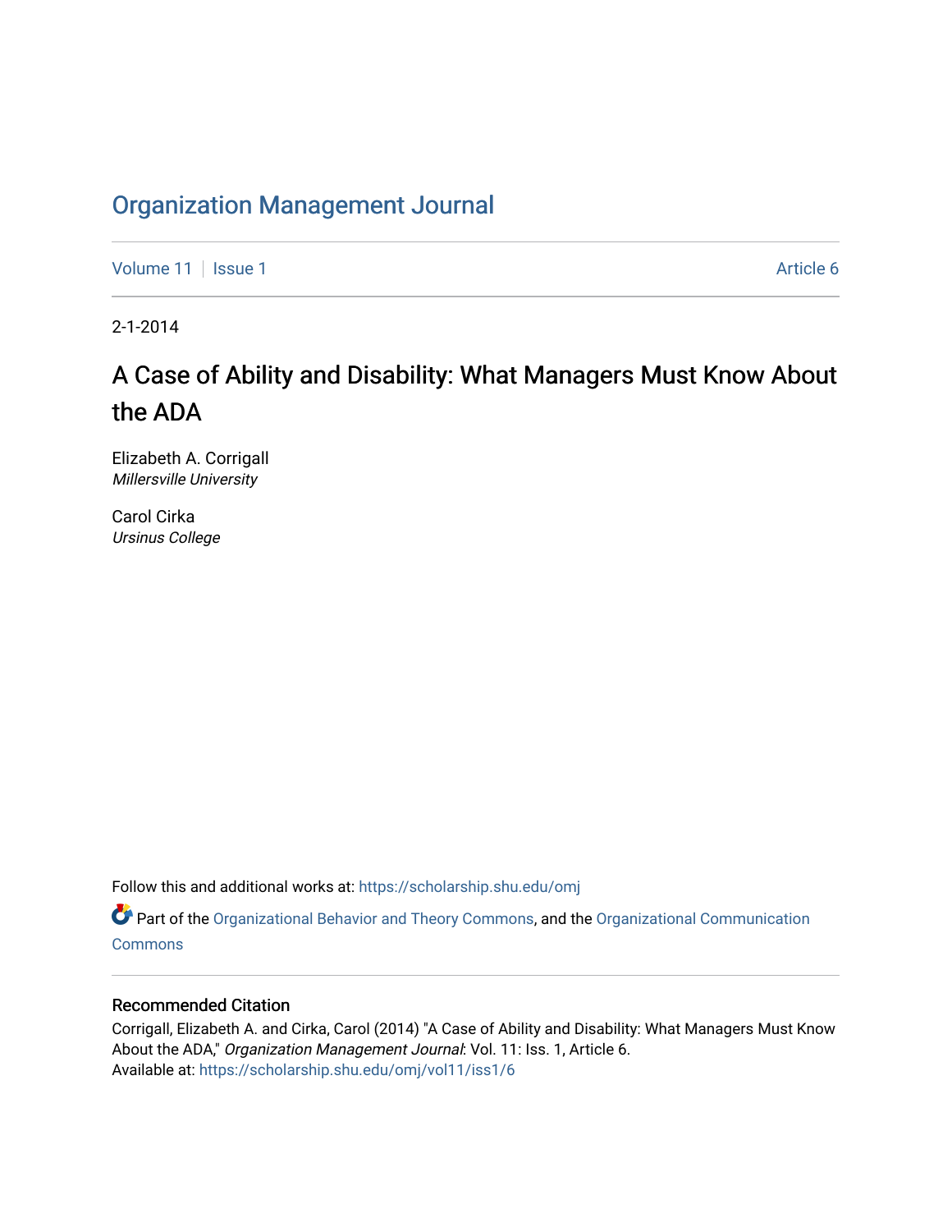# Organization Management Journal

Volume 11 | Issue 1 | Article 6

2-1-2014

## A Case of Ability and Disability: What Managers Must Know About the ADA

Elizabeth A. Corrigall
*Millersville University*

Carol Cirka
*Ursinus College*

Follow this and additional works at: https://scholarship.shu.edu/omj

Part of the Organizational Behavior and Theory Commons, and the Organizational Communication Commons

### Recommended Citation

Corrigall, Elizabeth A. and Cirka, Carol (2014) "A Case of Ability and Disability: What Managers Must Know About the ADA," *Organization Management Journal*: Vol. 11: Iss. 1, Article 6.
Available at: https://scholarship.shu.edu/omj/vol11/iss1/6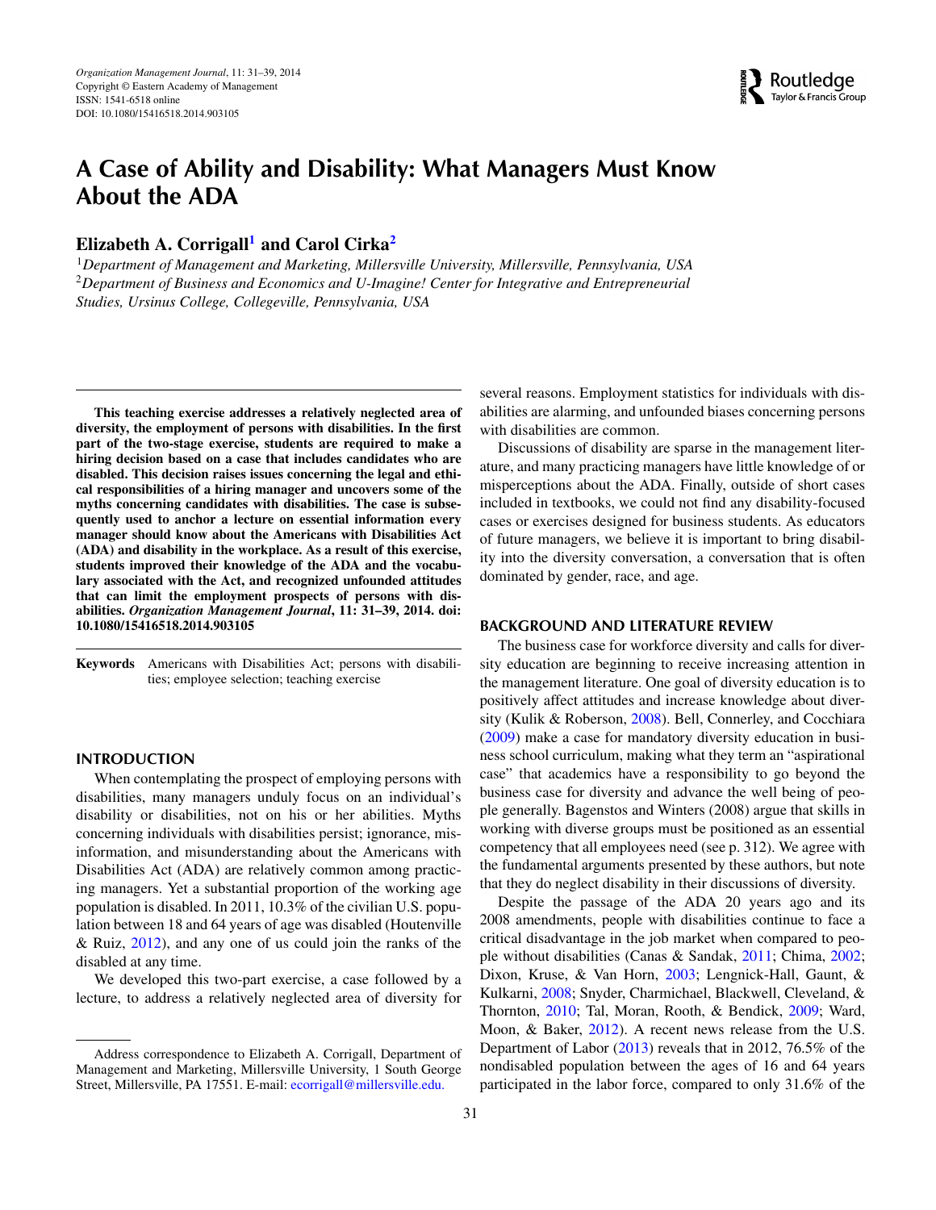# A Case of Ability and Disability: What Managers Must Know About the ADA

**Elizabeth A. Corrigall[1] and Carol Cirka[2]**

[1]*Department of Management and Marketing, Millersville University, Millersville, Pennsylvania, USA*
[2]*Department of Business and Economics and U-Imagine! Center for Integrative and Entrepreneurial Studies, Ursinus College, Collegeville, Pennsylvania, USA*

**This teaching exercise addresses a relatively neglected area of diversity, the employment of persons with disabilities. In the first part of the two-stage exercise, students are required to make a hiring decision based on a case that includes candidates who are disabled. This decision raises issues concerning the legal and ethical responsibilities of a hiring manager and uncovers some of the myths concerning candidates with disabilities. The case is subsequently used to anchor a lecture on essential information every manager should know about the Americans with Disabilities Act (ADA) and disability in the workplace. As a result of this exercise, students improved their knowledge of the ADA and the vocabulary associated with the Act, and recognized unfounded attitudes that can limit the employment prospects of persons with disabilities. *Organization Management Journal*, 11: 31–39, 2014. doi: 10.1080/15416518.2014.903105**

**Keywords** Americans with Disabilities Act; persons with disabilities; employee selection; teaching exercise

## INTRODUCTION

When contemplating the prospect of employing persons with disabilities, many managers unduly focus on an individual's disability or disabilities, not on his or her abilities. Myths concerning individuals with disabilities persist; ignorance, misinformation, and misunderstanding about the Americans with Disabilities Act (ADA) are relatively common among practicing managers. Yet a substantial proportion of the working age population is disabled. In 2011, 10.3% of the civilian U.S. population between 18 and 64 years of age was disabled (Houtenville & Ruiz, 2012), and any one of us could join the ranks of the disabled at any time.

We developed this two-part exercise, a case followed by a lecture, to address a relatively neglected area of diversity for several reasons. Employment statistics for individuals with disabilities are alarming, and unfounded biases concerning persons with disabilities are common.

Discussions of disability are sparse in the management literature, and many practicing managers have little knowledge of or misperceptions about the ADA. Finally, outside of short cases included in textbooks, we could not find any disability-focused cases or exercises designed for business students. As educators of future managers, we believe it is important to bring disability into the diversity conversation, a conversation that is often dominated by gender, race, and age.

## BACKGROUND AND LITERATURE REVIEW

The business case for workforce diversity and calls for diversity education are beginning to receive increasing attention in the management literature. One goal of diversity education is to positively affect attitudes and increase knowledge about diversity (Kulik & Roberson, 2008). Bell, Connerley, and Cocchiara (2009) make a case for mandatory diversity education in business school curriculum, making what they term an "aspirational case" that academics have a responsibility to go beyond the business case for diversity and advance the well being of people generally. Bagenstos and Winters (2008) argue that skills in working with diverse groups must be positioned as an essential competency that all employees need (see p. 312). We agree with the fundamental arguments presented by these authors, but note that they do neglect disability in their discussions of diversity.

Despite the passage of the ADA 20 years ago and its 2008 amendments, people with disabilities continue to face a critical disadvantage in the job market when compared to people without disabilities (Canas & Sandak, 2011; Chima, 2002; Dixon, Kruse, & Van Horn, 2003; Lengnick-Hall, Gaunt, & Kulkarni, 2008; Snyder, Charmichael, Blackwell, Cleveland, & Thornton, 2010; Tal, Moran, Rooth, & Bendick, 2009; Ward, Moon, & Baker, 2012). A recent news release from the U.S. Department of Labor (2013) reveals that in 2012, 76.5% of the nondisabled population between the ages of 16 and 64 years participated in the labor force, compared to only 31.6% of the

Address correspondence to Elizabeth A. Corrigall, Department of Management and Marketing, Millersville University, 1 South George Street, Millersville, PA 17551. E-mail: ecorrigall@millersville.edu.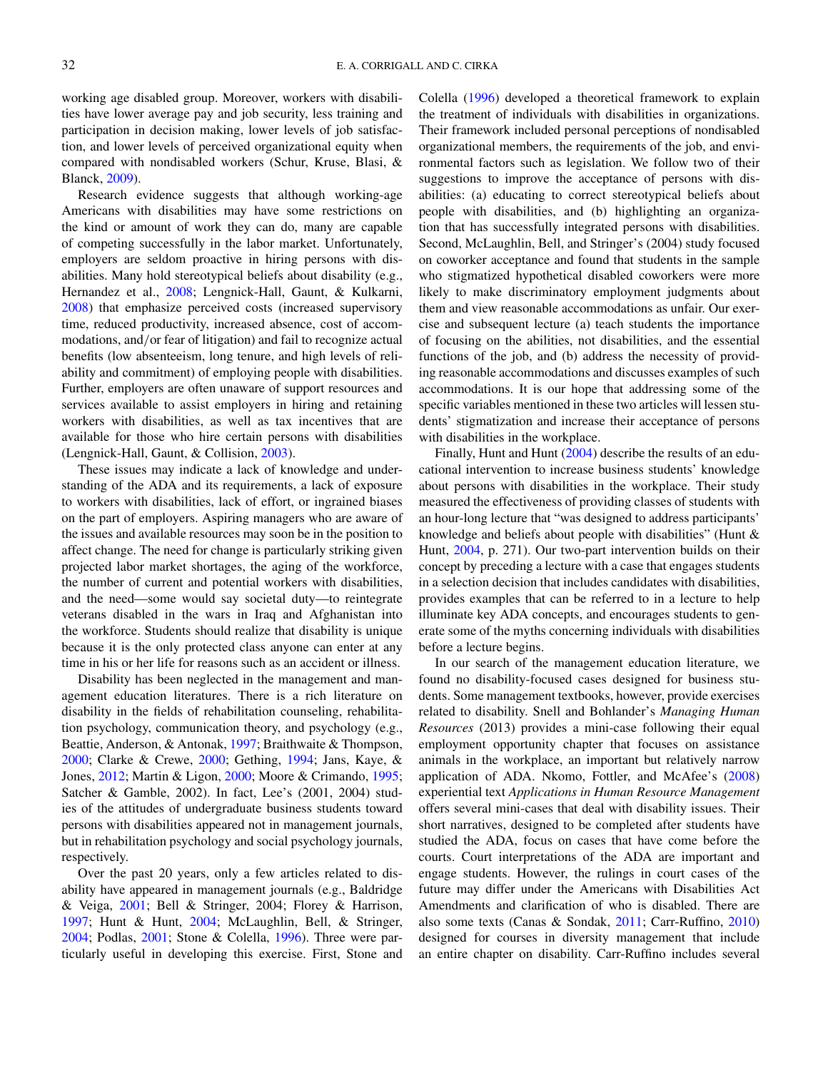working age disabled group. Moreover, workers with disabilities have lower average pay and job security, less training and participation in decision making, lower levels of job satisfaction, and lower levels of perceived organizational equity when compared with nondisabled workers (Schur, Kruse, Blasi, & Blanck, 2009).

Research evidence suggests that although working-age Americans with disabilities may have some restrictions on the kind or amount of work they can do, many are capable of competing successfully in the labor market. Unfortunately, employers are seldom proactive in hiring persons with disabilities. Many hold stereotypical beliefs about disability (e.g., Hernandez et al., 2008; Lengnick-Hall, Gaunt, & Kulkarni, 2008) that emphasize perceived costs (increased supervisory time, reduced productivity, increased absence, cost of accommodations, and/or fear of litigation) and fail to recognize actual benefits (low absenteeism, long tenure, and high levels of reliability and commitment) of employing people with disabilities. Further, employers are often unaware of support resources and services available to assist employers in hiring and retaining workers with disabilities, as well as tax incentives that are available for those who hire certain persons with disabilities (Lengnick-Hall, Gaunt, & Collision, 2003).

These issues may indicate a lack of knowledge and understanding of the ADA and its requirements, a lack of exposure to workers with disabilities, lack of effort, or ingrained biases on the part of employers. Aspiring managers who are aware of the issues and available resources may soon be in the position to affect change. The need for change is particularly striking given projected labor market shortages, the aging of the workforce, the number of current and potential workers with disabilities, and the need—some would say societal duty—to reintegrate veterans disabled in the wars in Iraq and Afghanistan into the workforce. Students should realize that disability is unique because it is the only protected class anyone can enter at any time in his or her life for reasons such as an accident or illness.

Disability has been neglected in the management and management education literatures. There is a rich literature on disability in the fields of rehabilitation counseling, rehabilitation psychology, communication theory, and psychology (e.g., Beattie, Anderson, & Antonak, 1997; Braithwaite & Thompson, 2000; Clarke & Crewe, 2000; Gething, 1994; Jans, Kaye, & Jones, 2012; Martin & Ligon, 2000; Moore & Crimando, 1995; Satcher & Gamble, 2002). In fact, Lee's (2001, 2004) studies of the attitudes of undergraduate business students toward persons with disabilities appeared not in management journals, but in rehabilitation psychology and social psychology journals, respectively.

Over the past 20 years, only a few articles related to disability have appeared in management journals (e.g., Baldridge & Veiga, 2001; Bell & Stringer, 2004; Florey & Harrison, 1997; Hunt & Hunt, 2004; McLaughlin, Bell, & Stringer, 2004; Podlas, 2001; Stone & Colella, 1996). Three were particularly useful in developing this exercise. First, Stone and Colella (1996) developed a theoretical framework to explain the treatment of individuals with disabilities in organizations. Their framework included personal perceptions of nondisabled organizational members, the requirements of the job, and environmental factors such as legislation. We follow two of their suggestions to improve the acceptance of persons with disabilities: (a) educating to correct stereotypical beliefs about people with disabilities, and (b) highlighting an organization that has successfully integrated persons with disabilities. Second, McLaughlin, Bell, and Stringer's (2004) study focused on coworker acceptance and found that students in the sample who stigmatized hypothetical disabled coworkers were more likely to make discriminatory employment judgments about them and view reasonable accommodations as unfair. Our exercise and subsequent lecture (a) teach students the importance of focusing on the abilities, not disabilities, and the essential functions of the job, and (b) address the necessity of providing reasonable accommodations and discusses examples of such accommodations. It is our hope that addressing some of the specific variables mentioned in these two articles will lessen students' stigmatization and increase their acceptance of persons with disabilities in the workplace.

Finally, Hunt and Hunt (2004) describe the results of an educational intervention to increase business students' knowledge about persons with disabilities in the workplace. Their study measured the effectiveness of providing classes of students with an hour-long lecture that "was designed to address participants' knowledge and beliefs about people with disabilities" (Hunt & Hunt, 2004, p. 271). Our two-part intervention builds on their concept by preceding a lecture with a case that engages students in a selection decision that includes candidates with disabilities, provides examples that can be referred to in a lecture to help illuminate key ADA concepts, and encourages students to generate some of the myths concerning individuals with disabilities before a lecture begins.

In our search of the management education literature, we found no disability-focused cases designed for business students. Some management textbooks, however, provide exercises related to disability. Snell and Bohlander's *Managing Human Resources* (2013) provides a mini-case following their equal employment opportunity chapter that focuses on assistance animals in the workplace, an important but relatively narrow application of ADA. Nkomo, Fottler, and McAfee's (2008) experiential text *Applications in Human Resource Management* offers several mini-cases that deal with disability issues. Their short narratives, designed to be completed after students have studied the ADA, focus on cases that have come before the courts. Court interpretations of the ADA are important and engage students. However, the rulings in court cases of the future may differ under the Americans with Disabilities Act Amendments and clarification of who is disabled. There are also some texts (Canas & Sondak, 2011; Carr-Ruffino, 2010) designed for courses in diversity management that include an entire chapter on disability. Carr-Ruffino includes several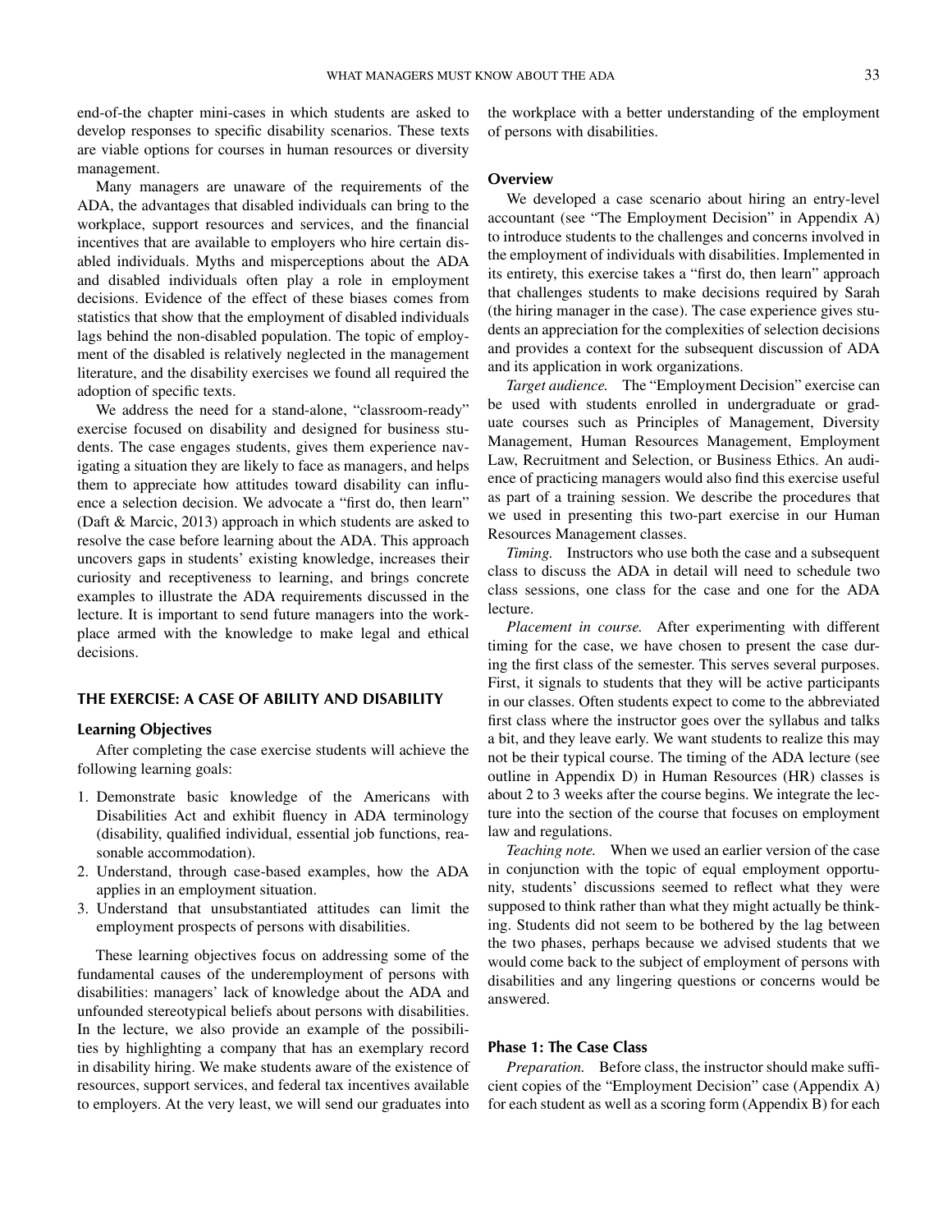end-of-the chapter mini-cases in which students are asked to develop responses to specific disability scenarios. These texts are viable options for courses in human resources or diversity management.

Many managers are unaware of the requirements of the ADA, the advantages that disabled individuals can bring to the workplace, support resources and services, and the financial incentives that are available to employers who hire certain disabled individuals. Myths and misperceptions about the ADA and disabled individuals often play a role in employment decisions. Evidence of the effect of these biases comes from statistics that show that the employment of disabled individuals lags behind the non-disabled population. The topic of employment of the disabled is relatively neglected in the management literature, and the disability exercises we found all required the adoption of specific texts.

We address the need for a stand-alone, "classroom-ready" exercise focused on disability and designed for business students. The case engages students, gives them experience navigating a situation they are likely to face as managers, and helps them to appreciate how attitudes toward disability can influence a selection decision. We advocate a "first do, then learn" (Daft & Marcic, 2013) approach in which students are asked to resolve the case before learning about the ADA. This approach uncovers gaps in students' existing knowledge, increases their curiosity and receptiveness to learning, and brings concrete examples to illustrate the ADA requirements discussed in the lecture. It is important to send future managers into the workplace armed with the knowledge to make legal and ethical decisions.

## THE EXERCISE: A CASE OF ABILITY AND DISABILITY

### Learning Objectives

After completing the case exercise students will achieve the following learning goals:

1. Demonstrate basic knowledge of the Americans with Disabilities Act and exhibit fluency in ADA terminology (disability, qualified individual, essential job functions, reasonable accommodation).
2. Understand, through case-based examples, how the ADA applies in an employment situation.
3. Understand that unsubstantiated attitudes can limit the employment prospects of persons with disabilities.

These learning objectives focus on addressing some of the fundamental causes of the underemployment of persons with disabilities: managers' lack of knowledge about the ADA and unfounded stereotypical beliefs about persons with disabilities. In the lecture, we also provide an example of the possibilities by highlighting a company that has an exemplary record in disability hiring. We make students aware of the existence of resources, support services, and federal tax incentives available to employers. At the very least, we will send our graduates into the workplace with a better understanding of the employment of persons with disabilities.

### Overview

We developed a case scenario about hiring an entry-level accountant (see "The Employment Decision" in Appendix A) to introduce students to the challenges and concerns involved in the employment of individuals with disabilities. Implemented in its entirety, this exercise takes a "first do, then learn" approach that challenges students to make decisions required by Sarah (the hiring manager in the case). The case experience gives students an appreciation for the complexities of selection decisions and provides a context for the subsequent discussion of ADA and its application in work organizations.

*Target audience.* The "Employment Decision" exercise can be used with students enrolled in undergraduate or graduate courses such as Principles of Management, Diversity Management, Human Resources Management, Employment Law, Recruitment and Selection, or Business Ethics. An audience of practicing managers would also find this exercise useful as part of a training session. We describe the procedures that we used in presenting this two-part exercise in our Human Resources Management classes.

*Timing.* Instructors who use both the case and a subsequent class to discuss the ADA in detail will need to schedule two class sessions, one class for the case and one for the ADA lecture.

*Placement in course.* After experimenting with different timing for the case, we have chosen to present the case during the first class of the semester. This serves several purposes. First, it signals to students that they will be active participants in our classes. Often students expect to come to the abbreviated first class where the instructor goes over the syllabus and talks a bit, and they leave early. We want students to realize this may not be their typical course. The timing of the ADA lecture (see outline in Appendix D) in Human Resources (HR) classes is about 2 to 3 weeks after the course begins. We integrate the lecture into the section of the course that focuses on employment law and regulations.

*Teaching note.* When we used an earlier version of the case in conjunction with the topic of equal employment opportunity, students' discussions seemed to reflect what they were supposed to think rather than what they might actually be thinking. Students did not seem to be bothered by the lag between the two phases, perhaps because we advised students that we would come back to the subject of employment of persons with disabilities and any lingering questions or concerns would be answered.

### Phase 1: The Case Class

*Preparation.* Before class, the instructor should make sufficient copies of the "Employment Decision" case (Appendix A) for each student as well as a scoring form (Appendix B) for each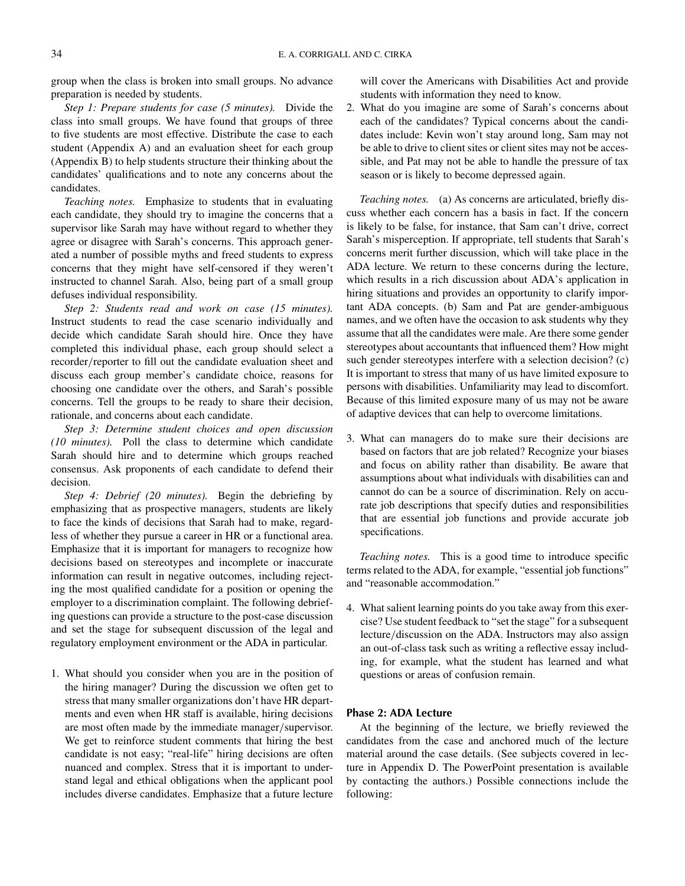group when the class is broken into small groups. No advance preparation is needed by students.

*Step 1: Prepare students for case (5 minutes).* Divide the class into small groups. We have found that groups of three to five students are most effective. Distribute the case to each student (Appendix A) and an evaluation sheet for each group (Appendix B) to help students structure their thinking about the candidates' qualifications and to note any concerns about the candidates.

*Teaching notes.* Emphasize to students that in evaluating each candidate, they should try to imagine the concerns that a supervisor like Sarah may have without regard to whether they agree or disagree with Sarah's concerns. This approach generated a number of possible myths and freed students to express concerns that they might have self-censored if they weren't instructed to channel Sarah. Also, being part of a small group defuses individual responsibility.

*Step 2: Students read and work on case (15 minutes).* Instruct students to read the case scenario individually and decide which candidate Sarah should hire. Once they have completed this individual phase, each group should select a recorder/reporter to fill out the candidate evaluation sheet and discuss each group member's candidate choice, reasons for choosing one candidate over the others, and Sarah's possible concerns. Tell the groups to be ready to share their decision, rationale, and concerns about each candidate.

*Step 3: Determine student choices and open discussion (10 minutes).* Poll the class to determine which candidate Sarah should hire and to determine which groups reached consensus. Ask proponents of each candidate to defend their decision.

*Step 4: Debrief (20 minutes).* Begin the debriefing by emphasizing that as prospective managers, students are likely to face the kinds of decisions that Sarah had to make, regardless of whether they pursue a career in HR or a functional area. Emphasize that it is important for managers to recognize how decisions based on stereotypes and incomplete or inaccurate information can result in negative outcomes, including rejecting the most qualified candidate for a position or opening the employer to a discrimination complaint. The following debriefing questions can provide a structure to the post-case discussion and set the stage for subsequent discussion of the legal and regulatory employment environment or the ADA in particular.

1. What should you consider when you are in the position of the hiring manager? During the discussion we often get to stress that many smaller organizations don't have HR departments and even when HR staff is available, hiring decisions are most often made by the immediate manager/supervisor. We get to reinforce student comments that hiring the best candidate is not easy; "real-life" hiring decisions are often nuanced and complex. Stress that it is important to understand legal and ethical obligations when the applicant pool includes diverse candidates. Emphasize that a future lecture will cover the Americans with Disabilities Act and provide students with information they need to know.
2. What do you imagine are some of Sarah's concerns about each of the candidates? Typical concerns about the candidates include: Kevin won't stay around long, Sam may not be able to drive to client sites or client sites may not be accessible, and Pat may not be able to handle the pressure of tax season or is likely to become depressed again.

*Teaching notes.* (a) As concerns are articulated, briefly discuss whether each concern has a basis in fact. If the concern is likely to be false, for instance, that Sam can't drive, correct Sarah's misperception. If appropriate, tell students that Sarah's concerns merit further discussion, which will take place in the ADA lecture. We return to these concerns during the lecture, which results in a rich discussion about ADA's application in hiring situations and provides an opportunity to clarify important ADA concepts. (b) Sam and Pat are gender-ambiguous names, and we often have the occasion to ask students why they assume that all the candidates were male. Are there some gender stereotypes about accountants that influenced them? How might such gender stereotypes interfere with a selection decision? (c) It is important to stress that many of us have limited exposure to persons with disabilities. Unfamiliarity may lead to discomfort. Because of this limited exposure many of us may not be aware of adaptive devices that can help to overcome limitations.

3. What can managers do to make sure their decisions are based on factors that are job related? Recognize your biases and focus on ability rather than disability. Be aware that assumptions about what individuals with disabilities can and cannot do can be a source of discrimination. Rely on accurate job descriptions that specify duties and responsibilities that are essential job functions and provide accurate job specifications.

*Teaching notes.* This is a good time to introduce specific terms related to the ADA, for example, "essential job functions" and "reasonable accommodation."

4. What salient learning points do you take away from this exercise? Use student feedback to "set the stage" for a subsequent lecture/discussion on the ADA. Instructors may also assign an out-of-class task such as writing a reflective essay including, for example, what the student has learned and what questions or areas of confusion remain.

### Phase 2: ADA Lecture

At the beginning of the lecture, we briefly reviewed the candidates from the case and anchored much of the lecture material around the case details. (See subjects covered in lecture in Appendix D. The PowerPoint presentation is available by contacting the authors.) Possible connections include the following: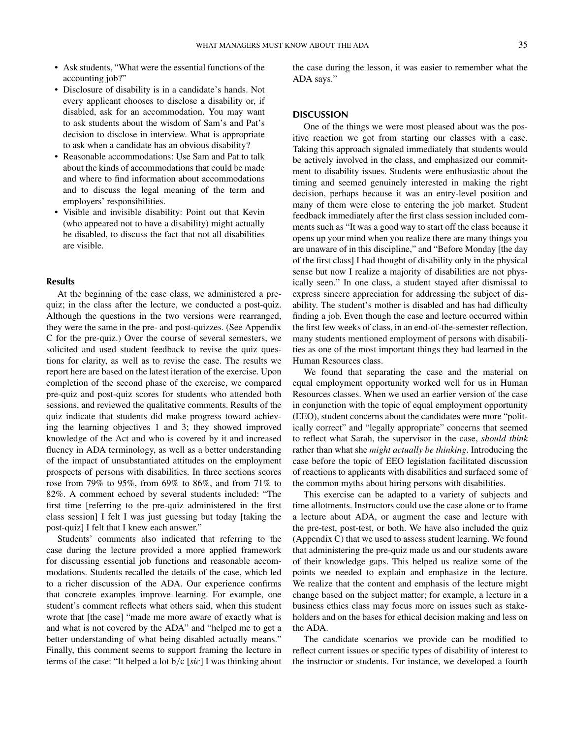- Ask students, "What were the essential functions of the accounting job?"
- Disclosure of disability is in a candidate's hands. Not every applicant chooses to disclose a disability or, if disabled, ask for an accommodation. You may want to ask students about the wisdom of Sam's and Pat's decision to disclose in interview. What is appropriate to ask when a candidate has an obvious disability?
- Reasonable accommodations: Use Sam and Pat to talk about the kinds of accommodations that could be made and where to find information about accommodations and to discuss the legal meaning of the term and employers' responsibilities.
- Visible and invisible disability: Point out that Kevin (who appeared not to have a disability) might actually be disabled, to discuss the fact that not all disabilities are visible.

### Results

At the beginning of the case class, we administered a pre-quiz; in the class after the lecture, we conducted a post-quiz. Although the questions in the two versions were rearranged, they were the same in the pre- and post-quizzes. (See Appendix C for the pre-quiz.) Over the course of several semesters, we solicited and used student feedback to revise the quiz questions for clarity, as well as to revise the case. The results we report here are based on the latest iteration of the exercise. Upon completion of the second phase of the exercise, we compared pre-quiz and post-quiz scores for students who attended both sessions, and reviewed the qualitative comments. Results of the quiz indicate that students did make progress toward achieving the learning objectives 1 and 3; they showed improved knowledge of the Act and who is covered by it and increased fluency in ADA terminology, as well as a better understanding of the impact of unsubstantiated attitudes on the employment prospects of persons with disabilities. In three sections scores rose from 79% to 95%, from 69% to 86%, and from 71% to 82%. A comment echoed by several students included: "The first time [referring to the pre-quiz administered in the first class session] I felt I was just guessing but today [taking the post-quiz] I felt that I knew each answer."

Students' comments also indicated that referring to the case during the lecture provided a more applied framework for discussing essential job functions and reasonable accommodations. Students recalled the details of the case, which led to a richer discussion of the ADA. Our experience confirms that concrete examples improve learning. For example, one student's comment reflects what others said, when this student wrote that [the case] "made me more aware of exactly what is and what is not covered by the ADA" and "helped me to get a better understanding of what being disabled actually means." Finally, this comment seems to support framing the lecture in terms of the case: "It helped a lot b/c [*sic*] I was thinking about the case during the lesson, it was easier to remember what the ADA says."

## DISCUSSION

One of the things we were most pleased about was the positive reaction we got from starting our classes with a case. Taking this approach signaled immediately that students would be actively involved in the class, and emphasized our commitment to disability issues. Students were enthusiastic about the timing and seemed genuinely interested in making the right decision, perhaps because it was an entry-level position and many of them were close to entering the job market. Student feedback immediately after the first class session included comments such as "It was a good way to start off the class because it opens up your mind when you realize there are many things you are unaware of in this discipline," and "Before Monday [the day of the first class] I had thought of disability only in the physical sense but now I realize a majority of disabilities are not physically seen." In one class, a student stayed after dismissal to express sincere appreciation for addressing the subject of disability. The student's mother is disabled and has had difficulty finding a job. Even though the case and lecture occurred within the first few weeks of class, in an end-of-the-semester reflection, many students mentioned employment of persons with disabilities as one of the most important things they had learned in the Human Resources class.

We found that separating the case and the material on equal employment opportunity worked well for us in Human Resources classes. When we used an earlier version of the case in conjunction with the topic of equal employment opportunity (EEO), student concerns about the candidates were more "politically correct" and "legally appropriate" concerns that seemed to reflect what Sarah, the supervisor in the case, *should think* rather than what she *might actually be thinking*. Introducing the case before the topic of EEO legislation facilitated discussion of reactions to applicants with disabilities and surfaced some of the common myths about hiring persons with disabilities.

This exercise can be adapted to a variety of subjects and time allotments. Instructors could use the case alone or to frame a lecture about ADA, or augment the case and lecture with the pre-test, post-test, or both. We have also included the quiz (Appendix C) that we used to assess student learning. We found that administering the pre-quiz made us and our students aware of their knowledge gaps. This helped us realize some of the points we needed to explain and emphasize in the lecture. We realize that the content and emphasis of the lecture might change based on the subject matter; for example, a lecture in a business ethics class may focus more on issues such as stakeholders and on the bases for ethical decision making and less on the ADA.

The candidate scenarios we provide can be modified to reflect current issues or specific types of disability of interest to the instructor or students. For instance, we developed a fourth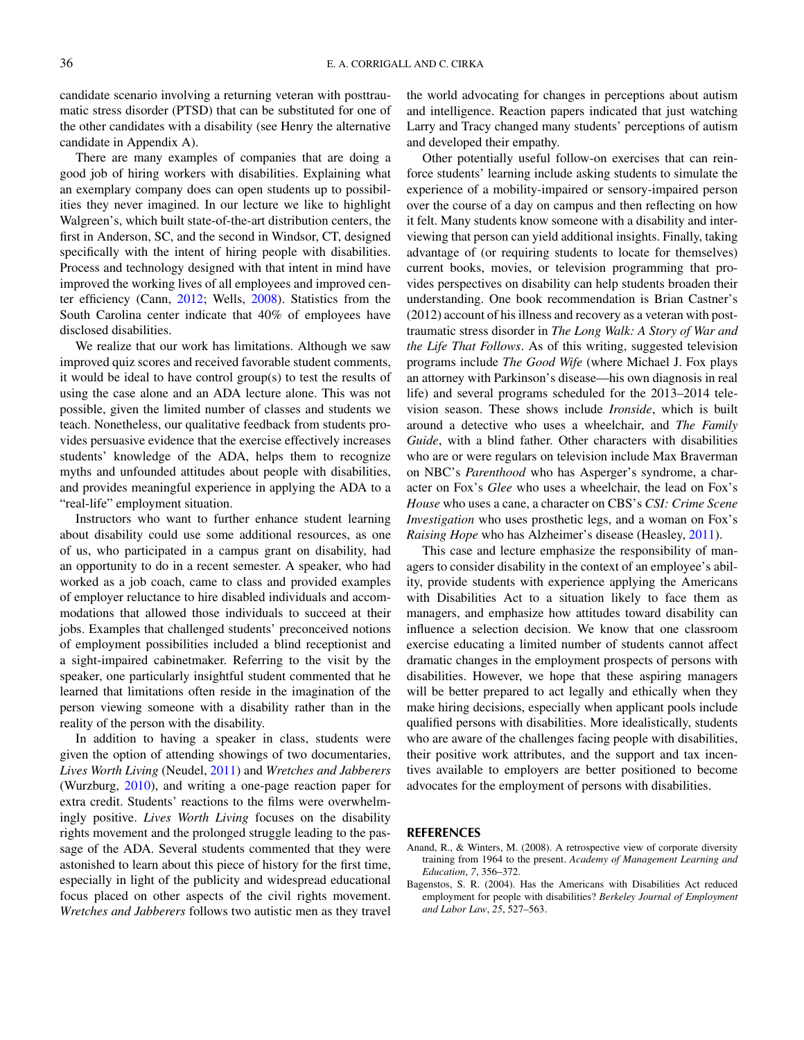candidate scenario involving a returning veteran with posttraumatic stress disorder (PTSD) that can be substituted for one of the other candidates with a disability (see Henry the alternative candidate in Appendix A).

There are many examples of companies that are doing a good job of hiring workers with disabilities. Explaining what an exemplary company does can open students up to possibilities they never imagined. In our lecture we like to highlight Walgreen's, which built state-of-the-art distribution centers, the first in Anderson, SC, and the second in Windsor, CT, designed specifically with the intent of hiring people with disabilities. Process and technology designed with that intent in mind have improved the working lives of all employees and improved center efficiency (Cann, 2012; Wells, 2008). Statistics from the South Carolina center indicate that 40% of employees have disclosed disabilities.

We realize that our work has limitations. Although we saw improved quiz scores and received favorable student comments, it would be ideal to have control group(s) to test the results of using the case alone and an ADA lecture alone. This was not possible, given the limited number of classes and students we teach. Nonetheless, our qualitative feedback from students provides persuasive evidence that the exercise effectively increases students' knowledge of the ADA, helps them to recognize myths and unfounded attitudes about people with disabilities, and provides meaningful experience in applying the ADA to a "real-life" employment situation.

Instructors who want to further enhance student learning about disability could use some additional resources, as one of us, who participated in a campus grant on disability, had an opportunity to do in a recent semester. A speaker, who had worked as a job coach, came to class and provided examples of employer reluctance to hire disabled individuals and accommodations that allowed those individuals to succeed at their jobs. Examples that challenged students' preconceived notions of employment possibilities included a blind receptionist and a sight-impaired cabinetmaker. Referring to the visit by the speaker, one particularly insightful student commented that he learned that limitations often reside in the imagination of the person viewing someone with a disability rather than in the reality of the person with the disability.

In addition to having a speaker in class, students were given the option of attending showings of two documentaries, *Lives Worth Living* (Neudel, 2011) and *Wretches and Jabberers* (Wurzburg, 2010), and writing a one-page reaction paper for extra credit. Students' reactions to the films were overwhelmingly positive. *Lives Worth Living* focuses on the disability rights movement and the prolonged struggle leading to the passage of the ADA. Several students commented that they were astonished to learn about this piece of history for the first time, especially in light of the publicity and widespread educational focus placed on other aspects of the civil rights movement. *Wretches and Jabberers* follows two autistic men as they travel the world advocating for changes in perceptions about autism and intelligence. Reaction papers indicated that just watching Larry and Tracy changed many students' perceptions of autism and developed their empathy.

Other potentially useful follow-on exercises that can reinforce students' learning include asking students to simulate the experience of a mobility-impaired or sensory-impaired person over the course of a day on campus and then reflecting on how it felt. Many students know someone with a disability and interviewing that person can yield additional insights. Finally, taking advantage of (or requiring students to locate for themselves) current books, movies, or television programming that provides perspectives on disability can help students broaden their understanding. One book recommendation is Brian Castner's (2012) account of his illness and recovery as a veteran with posttraumatic stress disorder in *The Long Walk: A Story of War and the Life That Follows*. As of this writing, suggested television programs include *The Good Wife* (where Michael J. Fox plays an attorney with Parkinson's disease—his own diagnosis in real life) and several programs scheduled for the 2013–2014 television season. These shows include *Ironside*, which is built around a detective who uses a wheelchair, and *The Family Guide*, with a blind father. Other characters with disabilities who are or were regulars on television include Max Braverman on NBC's *Parenthood* who has Asperger's syndrome, a character on Fox's *Glee* who uses a wheelchair, the lead on Fox's *House* who uses a cane, a character on CBS's *CSI: Crime Scene Investigation* who uses prosthetic legs, and a woman on Fox's *Raising Hope* who has Alzheimer's disease (Heasley, 2011).

This case and lecture emphasize the responsibility of managers to consider disability in the context of an employee's ability, provide students with experience applying the Americans with Disabilities Act to a situation likely to face them as managers, and emphasize how attitudes toward disability can influence a selection decision. We know that one classroom exercise educating a limited number of students cannot affect dramatic changes in the employment prospects of persons with disabilities. However, we hope that these aspiring managers will be better prepared to act legally and ethically when they make hiring decisions, especially when applicant pools include qualified persons with disabilities. More idealistically, students who are aware of the challenges facing people with disabilities, their positive work attributes, and the support and tax incentives available to employers are better positioned to become advocates for the employment of persons with disabilities.

## REFERENCES

Anand, R., & Winters, M. (2008). A retrospective view of corporate diversity training from 1964 to the present. *Academy of Management Learning and Education*, *7*, 356–372.

Bagenstos, S. R. (2004). Has the Americans with Disabilities Act reduced employment for people with disabilities? *Berkeley Journal of Employment and Labor Law*, *25*, 527–563.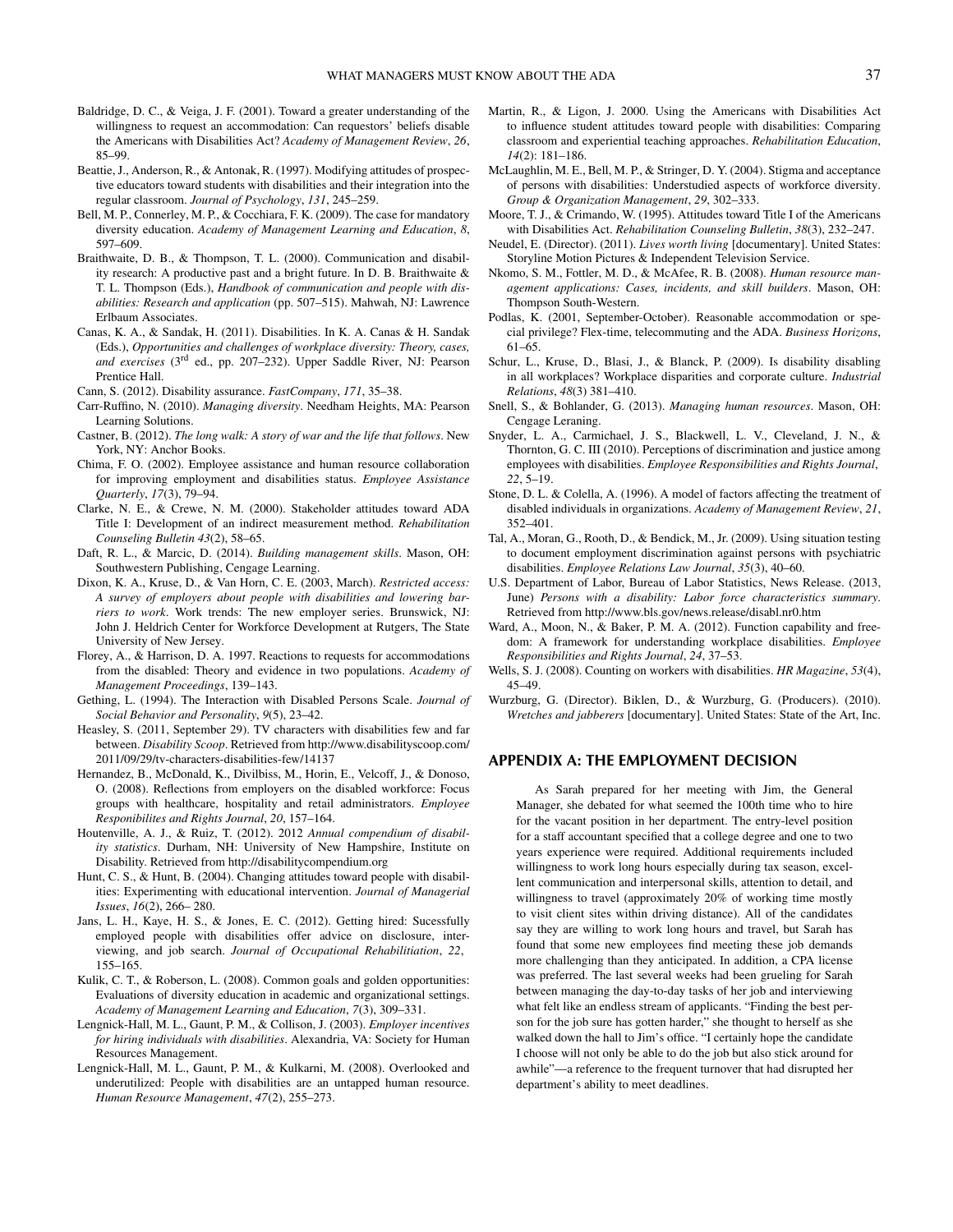Baldridge, D. C., & Veiga, J. F. (2001). Toward a greater understanding of the willingness to request an accommodation: Can requestors' beliefs disable the Americans with Disabilities Act? *Academy of Management Review*, *26*, 85–99.

Beattie, J., Anderson, R., & Antonak, R. (1997). Modifying attitudes of prospective educators toward students with disabilities and their integration into the regular classroom. *Journal of Psychology*, *131*, 245–259.

Bell, M. P., Connerley, M. P., & Cocchiara, F. K. (2009). The case for mandatory diversity education. *Academy of Management Learning and Education*, *8*, 597–609.

Braithwaite, D. B., & Thompson, T. L. (2000). Communication and disability research: A productive past and a bright future. In D. B. Braithwaite & T. L. Thompson (Eds.), *Handbook of communication and people with disabilities: Research and application* (pp. 507–515). Mahwah, NJ: Lawrence Erlbaum Associates.

Canas, K. A., & Sandak, H. (2011). Disabilities. In K. A. Canas & H. Sandak (Eds.), *Opportunities and challenges of workplace diversity: Theory, cases, and exercises* (3rd ed., pp. 207–232). Upper Saddle River, NJ: Pearson Prentice Hall.

Cann, S. (2012). Disability assurance. *FastCompany*, *171*, 35–38.

Carr-Ruffino, N. (2010). *Managing diversity*. Needham Heights, MA: Pearson Learning Solutions.

Castner, B. (2012). *The long walk: A story of war and the life that follows*. New York, NY: Anchor Books.

Chima, F. O. (2002). Employee assistance and human resource collaboration for improving employment and disabilities status. *Employee Assistance Quarterly*, *17*(3), 79–94.

Clarke, N. E., & Crewe, N. M. (2000). Stakeholder attitudes toward ADA Title I: Development of an indirect measurement method. *Rehabilitation Counseling Bulletin 43*(2), 58–65.

Daft, R. L., & Marcic, D. (2014). *Building management skills*. Mason, OH: Southwestern Publishing, Cengage Learning.

Dixon, K. A., Kruse, D., & Van Horn, C. E. (2003, March). *Restricted access: A survey of employers about people with disabilities and lowering barriers to work*. Work trends: The new employer series. Brunswick, NJ: John J. Heldrich Center for Workforce Development at Rutgers, The State University of New Jersey.

Florey, A., & Harrison, D. A. 1997. Reactions to requests for accommodations from the disabled: Theory and evidence in two populations. *Academy of Management Proceedings*, 139–143.

Gething, L. (1994). The Interaction with Disabled Persons Scale. *Journal of Social Behavior and Personality*, *9*(5), 23–42.

Heasley, S. (2011, September 29). TV characters with disabilities few and far between. *Disability Scoop*. Retrieved from http://www.disabilityscoop.com/2011/09/29/tv-characters-disabilities-few/14137

Hernandez, B., McDonald, K., Divilbiss, M., Horin, E., Velcoff, J., & Donoso, O. (2008). Reflections from employers on the disabled workforce: Focus groups with healthcare, hospitality and retail administrators. *Employee Responibilites and Rights Journal*, *20*, 157–164.

Houtenville, A. J., & Ruiz, T. (2012). 2012 *Annual compendium of disability statistics*. Durham, NH: University of New Hampshire, Institute on Disability. Retrieved from http://disabilitycompendium.org

Hunt, C. S., & Hunt, B. (2004). Changing attitudes toward people with disabilities: Experimenting with educational intervention. *Journal of Managerial Issues*, *16*(2), 266– 280.

Jans, L. H., Kaye, H. S., & Jones, E. C. (2012). Getting hired: Sucessfully employed people with disabilities offer advice on disclosure, interviewing, and job search. *Journal of Occupational Rehabilitiation*, *22*, 155–165.

Kulik, C. T., & Roberson, L. (2008). Common goals and golden opportunities: Evaluations of diversity education in academic and organizational settings. *Academy of Management Learning and Education*, *7*(3), 309–331.

Lengnick-Hall, M. L., Gaunt, P. M., & Collison, J. (2003). *Employer incentives for hiring individuals with disabilities*. Alexandria, VA: Society for Human Resources Management.

Lengnick-Hall, M. L., Gaunt, P. M., & Kulkarni, M. (2008). Overlooked and underutilized: People with disabilities are an untapped human resource. *Human Resource Management*, *47*(2), 255–273.

Martin, R., & Ligon, J. 2000. Using the Americans with Disabilities Act to influence student attitudes toward people with disabilities: Comparing classroom and experiential teaching approaches. *Rehabilitation Education*, *14*(2): 181–186.

McLaughlin, M. E., Bell, M. P., & Stringer, D. Y. (2004). Stigma and acceptance of persons with disabilities: Understudied aspects of workforce diversity. *Group & Organization Management*, *29*, 302–333.

Moore, T. J., & Crimando, W. (1995). Attitudes toward Title I of the Americans with Disabilities Act. *Rehabilitation Counseling Bulletin*, *38*(3), 232–247.

Neudel, E. (Director). (2011). *Lives worth living* [documentary]. United States: Storyline Motion Pictures & Independent Television Service.

Nkomo, S. M., Fottler, M. D., & McAfee, R. B. (2008). *Human resource management applications: Cases, incidents, and skill builders*. Mason, OH: Thompson South-Western.

Podlas, K. (2001, September-October). Reasonable accommodation or special privilege? Flex-time, telecommuting and the ADA. *Business Horizons*, 61–65.

Schur, L., Kruse, D., Blasi, J., & Blanck, P. (2009). Is disability disabling in all workplaces? Workplace disparities and corporate culture. *Industrial Relations*, *48*(3) 381–410.

Snell, S., & Bohlander, G. (2013). *Managing human resources*. Mason, OH: Cengage Leraning.

Snyder, L. A., Carmichael, J. S., Blackwell, L. V., Cleveland, J. N., & Thornton, G. C. III (2010). Perceptions of discrimination and justice among employees with disabilities. *Employee Responsibilities and Rights Journal*, *22*, 5–19.

Stone, D. L. & Colella, A. (1996). A model of factors affecting the treatment of disabled individuals in organizations. *Academy of Management Review*, *21*, 352–401.

Tal, A., Moran, G., Rooth, D., & Bendick, M., Jr. (2009). Using situation testing to document employment discrimination against persons with psychiatric disabilities. *Employee Relations Law Journal*, *35*(3), 40–60.

U.S. Department of Labor, Bureau of Labor Statistics, News Release. (2013, June) *Persons with a disability: Labor force characteristics summary*. Retrieved from http://www.bls.gov/news.release/disabl.nr0.htm

Ward, A., Moon, N., & Baker, P. M. A. (2012). Function capability and freedom: A framework for understanding workplace disabilities. *Employee Responsibilities and Rights Journal*, *24*, 37–53.

Wells, S. J. (2008). Counting on workers with disabilities. *HR Magazine*, *53*(4), 45–49.

Wurzburg, G. (Director). Biklen, D., & Wurzburg, G. (Producers). (2010). *Wretches and jabberers* [documentary]. United States: State of the Art, Inc.

## APPENDIX A: THE EMPLOYMENT DECISION

As Sarah prepared for her meeting with Jim, the General Manager, she debated for what seemed the 100th time who to hire for the vacant position in her department. The entry-level position for a staff accountant specified that a college degree and one to two years experience were required. Additional requirements included willingness to work long hours especially during tax season, excellent communication and interpersonal skills, attention to detail, and willingness to travel (approximately 20% of working time mostly to visit client sites within driving distance). All of the candidates say they are willing to work long hours and travel, but Sarah has found that some new employees find meeting these job demands more challenging than they anticipated. In addition, a CPA license was preferred. The last several weeks had been grueling for Sarah between managing the day-to-day tasks of her job and interviewing what felt like an endless stream of applicants. "Finding the best person for the job sure has gotten harder," she thought to herself as she walked down the hall to Jim's office. "I certainly hope the candidate I choose will not only be able to do the job but also stick around for awhile"—a reference to the frequent turnover that had disrupted her department's ability to meet deadlines.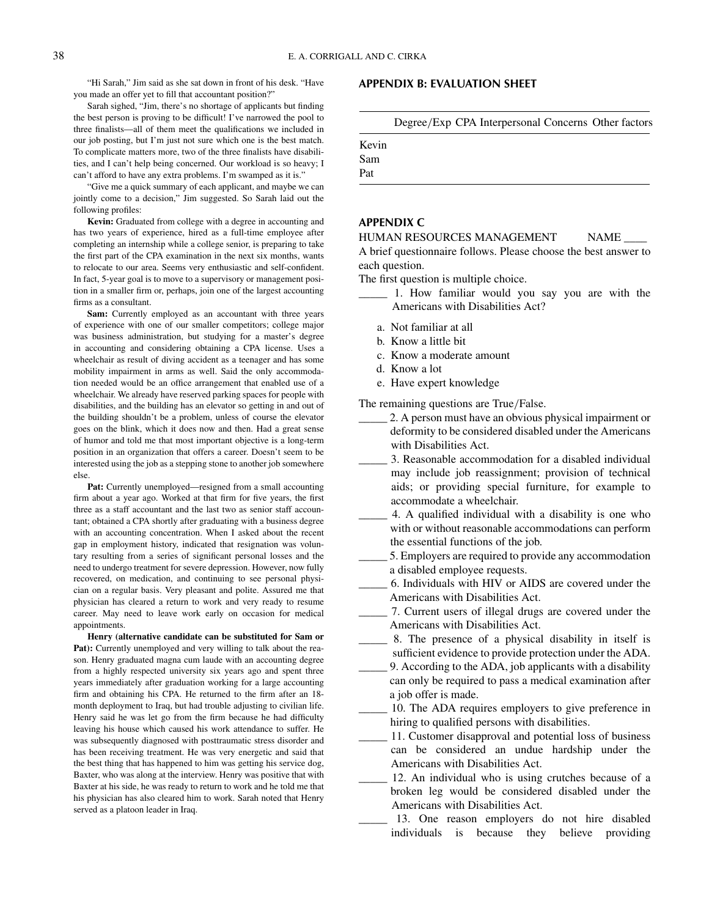"Hi Sarah," Jim said as she sat down in front of his desk. "Have you made an offer yet to fill that accountant position?"

Sarah sighed, "Jim, there's no shortage of applicants but finding the best person is proving to be difficult! I've narrowed the pool to three finalists—all of them meet the qualifications we included in our job posting, but I'm just not sure which one is the best match. To complicate matters more, two of the three finalists have disabilities, and I can't help being concerned. Our workload is so heavy; I can't afford to have any extra problems. I'm swamped as it is."

"Give me a quick summary of each applicant, and maybe we can jointly come to a decision," Jim suggested. So Sarah laid out the following profiles:

**Kevin:** Graduated from college with a degree in accounting and has two years of experience, hired as a full-time employee after completing an internship while a college senior, is preparing to take the first part of the CPA examination in the next six months, wants to relocate to our area. Seems very enthusiastic and self-confident. In fact, 5-year goal is to move to a supervisory or management position in a smaller firm or, perhaps, join one of the largest accounting firms as a consultant.

**Sam:** Currently employed as an accountant with three years of experience with one of our smaller competitors; college major was business administration, but studying for a master's degree in accounting and considering obtaining a CPA license. Uses a wheelchair as result of diving accident as a teenager and has some mobility impairment in arms as well. Said the only accommodation needed would be an office arrangement that enabled use of a wheelchair. We already have reserved parking spaces for people with disabilities, and the building has an elevator so getting in and out of the building shouldn't be a problem, unless of course the elevator goes on the blink, which it does now and then. Had a great sense of humor and told me that most important objective is a long-term position in an organization that offers a career. Doesn't seem to be interested using the job as a stepping stone to another job somewhere else.

**Pat:** Currently unemployed—resigned from a small accounting firm about a year ago. Worked at that firm for five years, the first three as a staff accountant and the last two as senior staff accountant; obtained a CPA shortly after graduating with a business degree with an accounting concentration. When I asked about the recent gap in employment history, indicated that resignation was voluntary resulting from a series of significant personal losses and the need to undergo treatment for severe depression. However, now fully recovered, on medication, and continuing to see personal physician on a regular basis. Very pleasant and polite. Assured me that physician has cleared a return to work and very ready to resume career. May need to leave work early on occasion for medical appointments.

**Henry (alternative candidate can be substituted for Sam or Pat):** Currently unemployed and very willing to talk about the reason. Henry graduated magna cum laude with an accounting degree from a highly respected university six years ago and spent three years immediately after graduation working for a large accounting firm and obtaining his CPA. He returned to the firm after an 18-month deployment to Iraq, but had trouble adjusting to civilian life. Henry said he was let go from the firm because he had difficulty leaving his house which caused his work attendance to suffer. He was subsequently diagnosed with posttraumatic stress disorder and has been receiving treatment. He was very energetic and said that the best thing that has happened to him was getting his service dog, Baxter, who was along at the interview. Henry was positive that with Baxter at his side, he was ready to return to work and he told me that his physician has also cleared him to work. Sarah noted that Henry served as a platoon leader in Iraq.

## APPENDIX B: EVALUATION SHEET

| | Degree/Exp | CPA | Interpersonal | Concerns | Other factors |
|---|---|---|---|---|---|
| Kevin | | | | | |
| Sam | | | | | |
| Pat | | | | | |

## APPENDIX C

HUMAN RESOURCES MANAGEMENT NAME ____

A brief questionnaire follows. Please choose the best answer to each question.

The first question is multiple choice.

_____ 1. How familiar would you say you are with the Americans with Disabilities Act?

- a. Not familiar at all
- b. Know a little bit
- c. Know a moderate amount
- d. Know a lot
- e. Have expert knowledge

The remaining questions are True/False.

_____ 2. A person must have an obvious physical impairment or deformity to be considered disabled under the Americans with Disabilities Act?

_____ 3. Reasonable accommodation for a disabled individual may include job reassignment; provision of technical aids; or providing special furniture, for example to accommodate a wheelchair.

_____ 4. A qualified individual with a disability is one who with or without reasonable accommodations can perform the essential functions of the job.

_____ 5. Employers are required to provide any accommodation a disabled employee requests.

_____ 6. Individuals with HIV or AIDS are covered under the Americans with Disabilities Act.

_____ 7. Current users of illegal drugs are covered under the Americans with Disabilities Act.

_____ 8. The presence of a physical disability in itself is sufficient evidence to provide protection under the ADA.

_____ 9. According to the ADA, job applicants with a disability can only be required to pass a medical examination after a job offer is made.

_____ 10. The ADA requires employers to give preference in hiring to qualified persons with disabilities.

_____ 11. Customer disapproval and potential loss of business can be considered an undue hardship under the Americans with Disabilities Act.

_____ 12. An individual who is using crutches because of a broken leg would be considered disabled under the Americans with Disabilities Act.

_____ 13. One reason employers do not hire disabled individuals is because they believe providing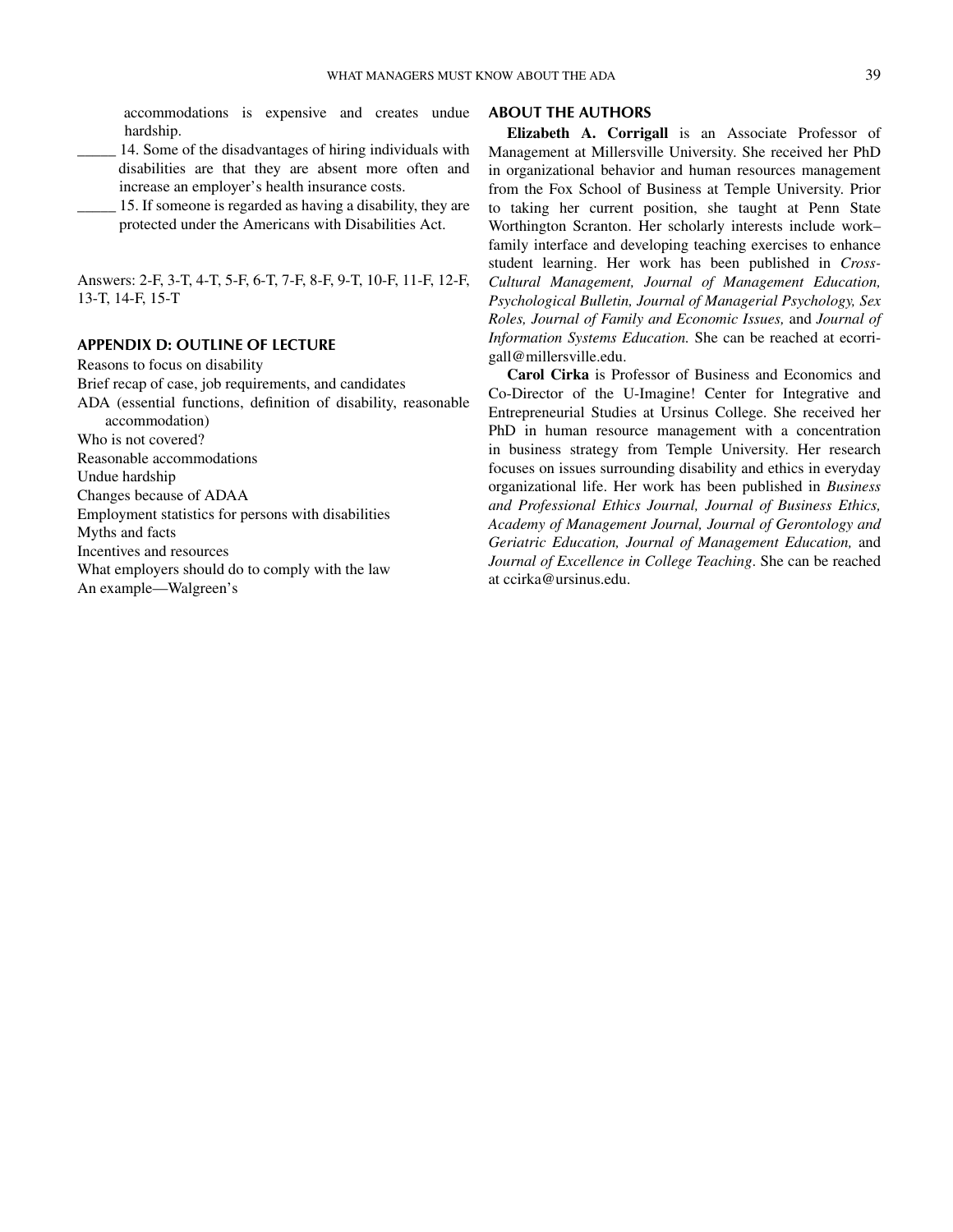accommodations is expensive and creates undue hardship.

_____ 14. Some of the disadvantages of hiring individuals with disabilities are that they are absent more often and increase an employer's health insurance costs.

_____ 15. If someone is regarded as having a disability, they are protected under the Americans with Disabilities Act.

Answers: 2-F, 3-T, 4-T, 5-F, 6-T, 7-F, 8-F, 9-T, 10-F, 11-F, 12-F, 13-T, 14-F, 15-T

## APPENDIX D: OUTLINE OF LECTURE

Reasons to focus on disability
Brief recap of case, job requirements, and candidates
ADA (essential functions, definition of disability, reasonable accommodation)
Who is not covered?
Reasonable accommodations
Undue hardship
Changes because of ADAA
Employment statistics for persons with disabilities
Myths and facts
Incentives and resources
What employers should do to comply with the law
An example—Walgreen's

## ABOUT THE AUTHORS

**Elizabeth A. Corrigall** is an Associate Professor of Management at Millersville University. She received her PhD in organizational behavior and human resources management from the Fox School of Business at Temple University. Prior to taking her current position, she taught at Penn State Worthington Scranton. Her scholarly interests include work–family interface and developing teaching exercises to enhance student learning. Her work has been published in *Cross-Cultural Management, Journal of Management Education, Psychological Bulletin, Journal of Managerial Psychology, Sex Roles, Journal of Family and Economic Issues,* and *Journal of Information Systems Education.* She can be reached at ecorrigall@millersville.edu.

**Carol Cirka** is Professor of Business and Economics and Co-Director of the U-Imagine! Center for Integrative and Entrepreneurial Studies at Ursinus College. She received her PhD in human resource management with a concentration in business strategy from Temple University. Her research focuses on issues surrounding disability and ethics in everyday organizational life. Her work has been published in *Business and Professional Ethics Journal, Journal of Business Ethics, Academy of Management Journal, Journal of Gerontology and Geriatric Education, Journal of Management Education,* and *Journal of Excellence in College Teaching*. She can be reached at ccirka@ursinus.edu.